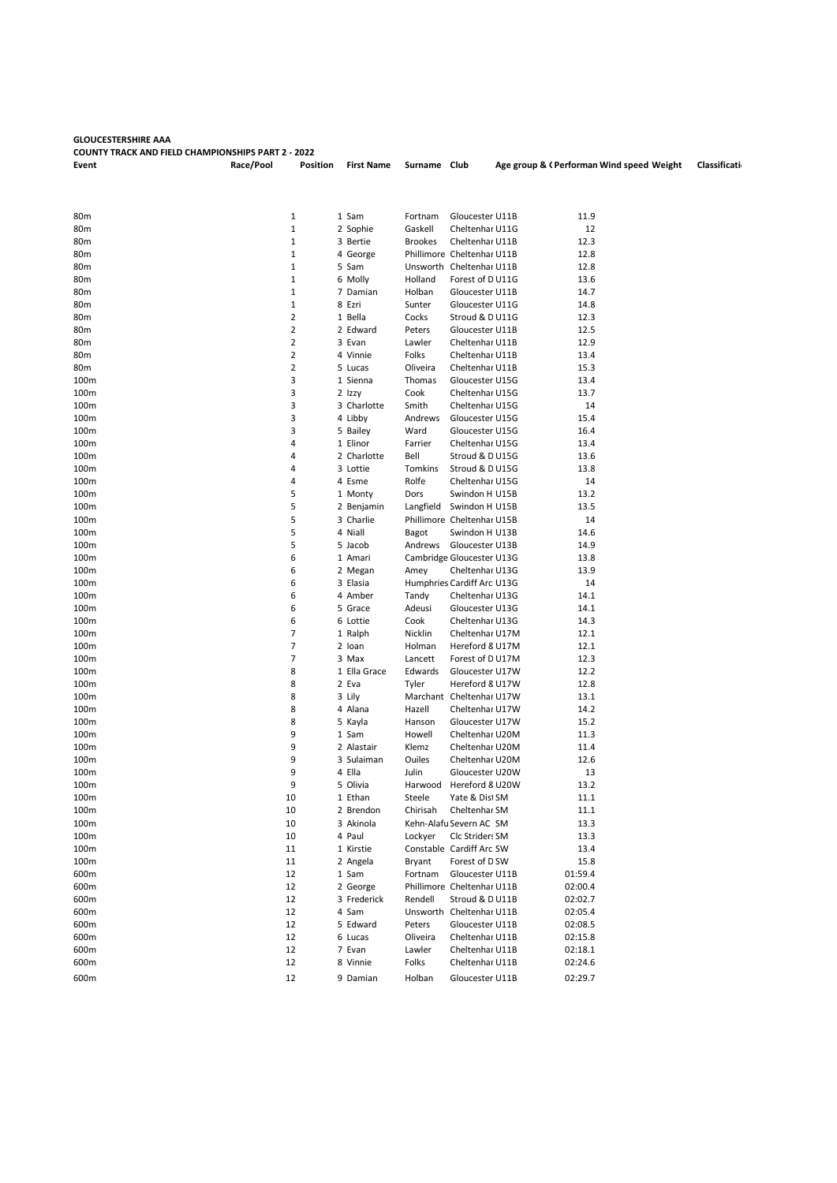**GLOUCESTERSHIRE AAA**
**COUNTY TRACK AND FIELD CHAMPIONSHIPS PART 2 - 2022**

| Event | Race/Pool | Position | First Name | Surname | Club | Age group & ( | Performan | Wind speed | Weight | Classificati |
|---|---|---|---|---|---|---|---|---|---|---|
| 80m | 1 | 1 | Sam | Fortnam | Gloucester | U11B | 11.9 | | | |
| 80m | 1 | 2 | Sophie | Gaskell | Cheltenhar | U11G | 12 | | | |
| 80m | 1 | 3 | Bertie | Brookes | Cheltenhar | U11B | 12.3 | | | |
| 80m | 1 | 4 | George | Phillimore | Cheltenhar | U11B | 12.8 | | | |
| 80m | 1 | 5 | Sam | Unsworth | Cheltenhar | U11B | 12.8 | | | |
| 80m | 1 | 6 | Molly | Holland | Forest of D | U11G | 13.6 | | | |
| 80m | 1 | 7 | Damian | Holban | Gloucester | U11B | 14.7 | | | |
| 80m | 1 | 8 | Ezri | Sunter | Gloucester | U11G | 14.8 | | | |
| 80m | 2 | 1 | Bella | Cocks | Stroud & D | U11G | 12.3 | | | |
| 80m | 2 | 2 | Edward | Peters | Gloucester | U11B | 12.5 | | | |
| 80m | 2 | 3 | Evan | Lawler | Cheltenhar | U11B | 12.9 | | | |
| 80m | 2 | 4 | Vinnie | Folks | Cheltenhar | U11B | 13.4 | | | |
| 80m | 2 | 5 | Lucas | Oliveira | Cheltenhar | U11B | 15.3 | | | |
| 100m | 3 | 1 | Sienna | Thomas | Gloucester | U15G | 13.4 | | | |
| 100m | 3 | 2 | Izzy | Cook | Cheltenhar | U15G | 13.7 | | | |
| 100m | 3 | 3 | Charlotte | Smith | Cheltenhar | U15G | 14 | | | |
| 100m | 3 | 4 | Libby | Andrews | Gloucester | U15G | 15.4 | | | |
| 100m | 3 | 5 | Bailey | Ward | Gloucester | U15G | 16.4 | | | |
| 100m | 4 | 1 | Elinor | Farrier | Cheltenhar | U15G | 13.4 | | | |
| 100m | 4 | 2 | Charlotte | Bell | Stroud & D | U15G | 13.6 | | | |
| 100m | 4 | 3 | Lottie | Tomkins | Stroud & D | U15G | 13.8 | | | |
| 100m | 4 | 4 | Esme | Rolfe | Cheltenhar | U15G | 14 | | | |
| 100m | 5 | 1 | Monty | Dors | Swindon H | U15B | 13.2 | | | |
| 100m | 5 | 2 | Benjamin | Langfield | Swindon H | U15B | 13.5 | | | |
| 100m | 5 | 3 | Charlie | Phillimore | Cheltenhar | U15B | 14 | | | |
| 100m | 5 | 4 | Niall | Bagot | Swindon H | U13B | 14.6 | | | |
| 100m | 5 | 5 | Jacob | Andrews | Gloucester | U13B | 14.9 | | | |
| 100m | 6 | 1 | Amari | Cambridge | Gloucester | U13G | 13.8 | | | |
| 100m | 6 | 2 | Megan | Amey | Cheltenhar | U13G | 13.9 | | | |
| 100m | 6 | 3 | Elasia | Humphries | Cardiff Arc | U13G | 14 | | | |
| 100m | 6 | 4 | Amber | Tandy | Cheltenhar | U13G | 14.1 | | | |
| 100m | 6 | 5 | Grace | Adeusi | Gloucester | U13G | 14.1 | | | |
| 100m | 6 | 6 | Lottie | Cook | Cheltenhar | U13G | 14.3 | | | |
| 100m | 7 | 1 | Ralph | Nicklin | Cheltenhar | U17M | 12.1 | | | |
| 100m | 7 | 2 | Ioan | Holman | Hereford & | U17M | 12.1 | | | |
| 100m | 7 | 3 | Max | Lancett | Forest of D | U17M | 12.3 | | | |
| 100m | 8 | 1 | Ella Grace | Edwards | Gloucester | U17W | 12.2 | | | |
| 100m | 8 | 2 | Eva | Tyler | Hereford & | U17W | 12.8 | | | |
| 100m | 8 | 3 | Lily | Marchant | Cheltenhar | U17W | 13.1 | | | |
| 100m | 8 | 4 | Alana | Hazell | Cheltenhar | U17W | 14.2 | | | |
| 100m | 8 | 5 | Kayla | Hanson | Gloucester | U17W | 15.2 | | | |
| 100m | 9 | 1 | Sam | Howell | Cheltenhar | U20M | 11.3 | | | |
| 100m | 9 | 2 | Alastair | Klemz | Cheltenhar | U20M | 11.4 | | | |
| 100m | 9 | 3 | Sulaiman | Ouiles | Cheltenhar | U20M | 12.6 | | | |
| 100m | 9 | 4 | Ella | Julin | Gloucester | U20W | 13 | | | |
| 100m | 9 | 5 | Olivia | Harwood | Hereford & | U20W | 13.2 | | | |
| 100m | 10 | 1 | Ethan | Steele | Yate & Dist | SM | 11.1 | | | |
| 100m | 10 | 2 | Brendon | Chirisah | Cheltenhar | SM | 11.1 | | | |
| 100m | 10 | 3 | Akinola | Kehn-Alafu | Severn AC | SM | 13.3 | | | |
| 100m | 10 | 4 | Paul | Lockyer | Clc Striders | SM | 13.3 | | | |
| 100m | 11 | 1 | Kirstie | Constable | Cardiff Arc | SW | 13.4 | | | |
| 100m | 11 | 2 | Angela | Bryant | Forest of D | SW | 15.8 | | | |
| 600m | 12 | 1 | Sam | Fortnam | Gloucester | U11B | 01:59.4 | | | |
| 600m | 12 | 2 | George | Phillimore | Cheltenhar | U11B | 02:00.4 | | | |
| 600m | 12 | 3 | Frederick | Rendell | Stroud & D | U11B | 02:02.7 | | | |
| 600m | 12 | 4 | Sam | Unsworth | Cheltenhar | U11B | 02:05.4 | | | |
| 600m | 12 | 5 | Edward | Peters | Gloucester | U11B | 02:08.5 | | | |
| 600m | 12 | 6 | Lucas | Oliveira | Cheltenhar | U11B | 02:15.8 | | | |
| 600m | 12 | 7 | Evan | Lawler | Cheltenhar | U11B | 02:18.1 | | | |
| 600m | 12 | 8 | Vinnie | Folks | Cheltenhar | U11B | 02:24.6 | | | |
| 600m | 12 | 9 | Damian | Holban | Gloucester | U11B | 02:29.7 | | | |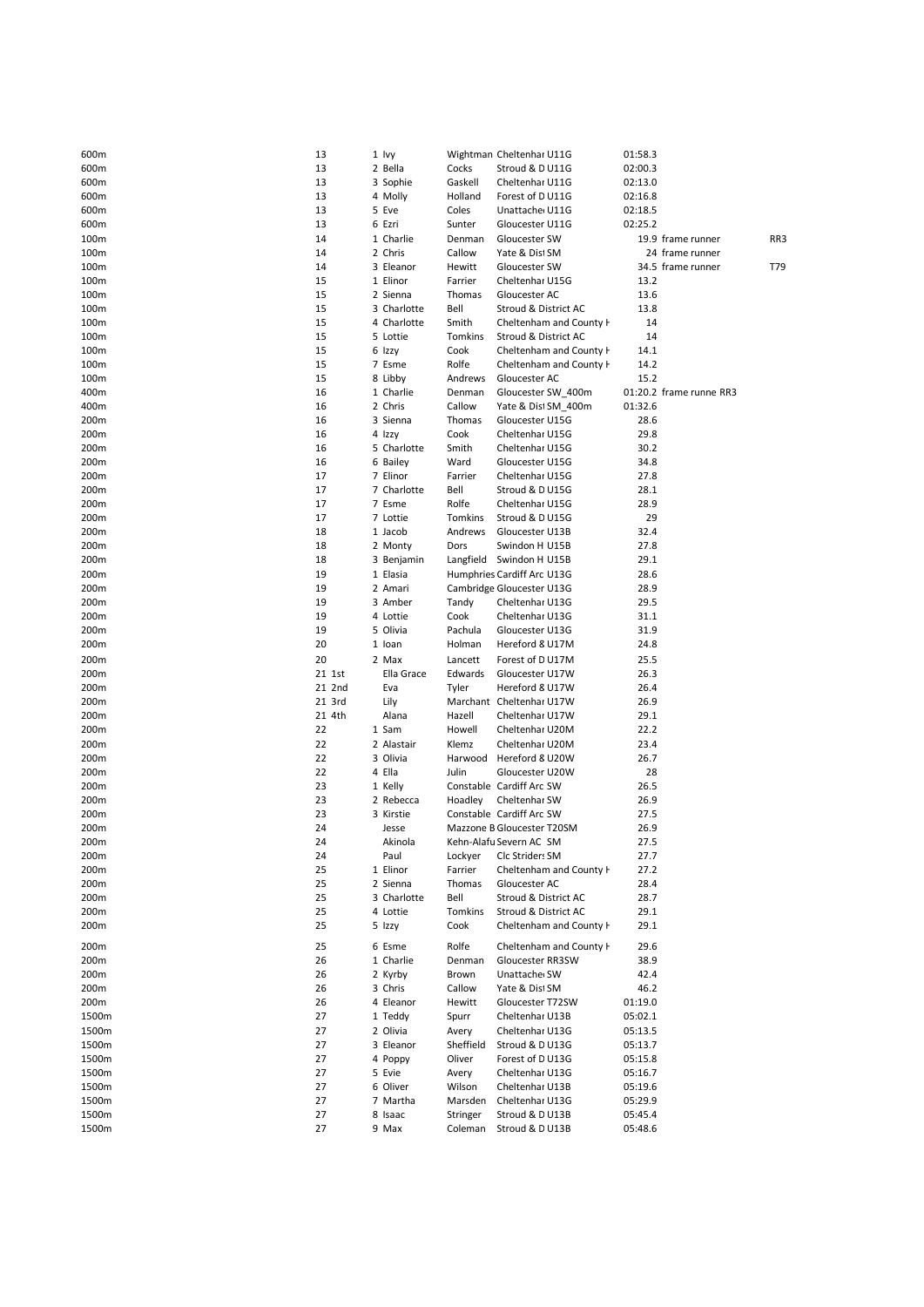| | | | | | | | | | |
|---|---|---|---|---|---|---|---|---|---|
| 600m | 13 | 1 | Ivy | Wightman | Cheltenhar U11G | 01:58.3 | | | |
| 600m | 13 | 2 | Bella | Cocks | Stroud & D U11G | 02:00.3 | | | |
| 600m | 13 | 3 | Sophie | Gaskell | Cheltenhar U11G | 02:13.0 | | | |
| 600m | 13 | 4 | Molly | Holland | Forest of D U11G | 02:16.8 | | | |
| 600m | 13 | 5 | Eve | Coles | Unattache U11G | 02:18.5 | | | |
| 600m | 13 | 6 | Ezri | Sunter | Gloucester U11G | 02:25.2 | | | |
| 100m | 14 | 1 | Charlie | Denman | Gloucester SW | 19.9 | frame runner | | RR3 |
| 100m | 14 | 2 | Chris | Callow | Yate & Dist SM | 24 | frame runner | | |
| 100m | 14 | 3 | Eleanor | Hewitt | Gloucester SW | 34.5 | frame runner | | T79 |
| 100m | 15 | 1 | Elinor | Farrier | Cheltenhar U15G | 13.2 | | | |
| 100m | 15 | 2 | Sienna | Thomas | Gloucester AC | 13.6 | | | |
| 100m | 15 | 3 | Charlotte | Bell | Stroud & District AC | 13.8 | | | |
| 100m | 15 | 4 | Charlotte | Smith | Cheltenham and County H | 14 | | | |
| 100m | 15 | 5 | Lottie | Tomkins | Stroud & District AC | 14 | | | |
| 100m | 15 | 6 | Izzy | Cook | Cheltenham and County H | 14.1 | | | |
| 100m | 15 | 7 | Esme | Rolfe | Cheltenham and County H | 14.2 | | | |
| 100m | 15 | 8 | Libby | Andrews | Gloucester AC | 15.2 | | | |
| 400m | 16 | 1 | Charlie | Denman | Gloucester SW_400m | 01:20.2 | frame runne RR3 | | |
| 400m | 16 | 2 | Chris | Callow | Yate & Dist SM_400m | 01:32.6 | | | |
| 200m | 16 | 3 | Sienna | Thomas | Gloucester U15G | 28.6 | | | |
| 200m | 16 | 4 | Izzy | Cook | Cheltenhar U15G | 29.8 | | | |
| 200m | 16 | 5 | Charlotte | Smith | Cheltenhar U15G | 30.2 | | | |
| 200m | 16 | 6 | Bailey | Ward | Gloucester U15G | 34.8 | | | |
| 200m | 17 | 7 | Elinor | Farrier | Cheltenhar U15G | 27.8 | | | |
| 200m | 17 | 7 | Charlotte | Bell | Stroud & D U15G | 28.1 | | | |
| 200m | 17 | 7 | Esme | Rolfe | Cheltenhar U15G | 28.9 | | | |
| 200m | 17 | 7 | Lottie | Tomkins | Stroud & D U15G | 29 | | | |
| 200m | 18 | 1 | Jacob | Andrews | Gloucester U13B | 32.4 | | | |
| 200m | 18 | 2 | Monty | Dors | Swindon H U15B | 27.8 | | | |
| 200m | 18 | 3 | Benjamin | Langfield | Swindon H U15B | 29.1 | | | |
| 200m | 19 | 1 | Elasia | Humphries | Cardiff Arc U13G | 28.6 | | | |
| 200m | 19 | 2 | Amari | Cambridge | Gloucester U13G | 28.9 | | | |
| 200m | 19 | 3 | Amber | Tandy | Cheltenhar U13G | 29.5 | | | |
| 200m | 19 | 4 | Lottie | Cook | Cheltenhar U13G | 31.1 | | | |
| 200m | 19 | 5 | Olivia | Pachula | Gloucester U13G | 31.9 | | | |
| 200m | 20 | 1 | Ioan | Holman | Hereford & U17M | 24.8 | | | |
| 200m | 20 | 2 | Max | Lancett | Forest of D U17M | 25.5 | | | |
| 200m | 21 | 1st | Ella Grace | Edwards | Gloucester U17W | 26.3 | | | |
| 200m | 21 | 2nd | Eva | Tyler | Hereford & U17W | 26.4 | | | |
| 200m | 21 | 3rd | Lily | Marchant | Cheltenhar U17W | 26.9 | | | |
| 200m | 21 | 4th | Alana | Hazell | Cheltenhar U17W | 29.1 | | | |
| 200m | 22 | 1 | Sam | Howell | Cheltenhar U20M | 22.2 | | | |
| 200m | 22 | 2 | Alastair | Klemz | Cheltenhar U20M | 23.4 | | | |
| 200m | 22 | 3 | Olivia | Harwood | Hereford & U20W | 26.7 | | | |
| 200m | 22 | 4 | Ella | Julin | Gloucester U20W | 28 | | | |
| 200m | 23 | 1 | Kelly | Constable | Cardiff Arc SW | 26.5 | | | |
| 200m | 23 | 2 | Rebecca | Hoadley | Cheltenhar SW | 26.9 | | | |
| 200m | 23 | 3 | Kirstie | Constable | Cardiff Arc SW | 27.5 | | | |
| 200m | 24 | | Jesse | Mazzone B | Gloucester T20SM | 26.9 | | | |
| 200m | 24 | | Akinola | Kehn-Alafu | Severn AC SM | 27.5 | | | |
| 200m | 24 | | Paul | Lockyer | Clc Striders SM | 27.7 | | | |
| 200m | 25 | 1 | Elinor | Farrier | Cheltenham and County H | 27.2 | | | |
| 200m | 25 | 2 | Sienna | Thomas | Gloucester AC | 28.4 | | | |
| 200m | 25 | 3 | Charlotte | Bell | Stroud & District AC | 28.7 | | | |
| 200m | 25 | 4 | Lottie | Tomkins | Stroud & District AC | 29.1 | | | |
| 200m | 25 | 5 | Izzy | Cook | Cheltenham and County H | 29.1 | | | |
| 200m | 25 | 6 | Esme | Rolfe | Cheltenham and County H | 29.6 | | | |
| 200m | 26 | 1 | Charlie | Denman | Gloucester RR3SW | 38.9 | | | |
| 200m | 26 | 2 | Kyrby | Brown | Unattache SW | 42.4 | | | |
| 200m | 26 | 3 | Chris | Callow | Yate & Dist SM | 46.2 | | | |
| 200m | 26 | 4 | Eleanor | Hewitt | Gloucester T72SW | 01:19.0 | | | |
| 1500m | 27 | 1 | Teddy | Spurr | Cheltenhar U13B | 05:02.1 | | | |
| 1500m | 27 | 2 | Olivia | Avery | Cheltenhar U13G | 05:13.5 | | | |
| 1500m | 27 | 3 | Eleanor | Sheffield | Stroud & D U13G | 05:13.7 | | | |
| 1500m | 27 | 4 | Poppy | Oliver | Forest of D U13G | 05:15.8 | | | |
| 1500m | 27 | 5 | Evie | Avery | Cheltenhar U13G | 05:16.7 | | | |
| 1500m | 27 | 6 | Oliver | Wilson | Cheltenhar U13B | 05:19.6 | | | |
| 1500m | 27 | 7 | Martha | Marsden | Cheltenhar U13G | 05:29.9 | | | |
| 1500m | 27 | 8 | Isaac | Stringer | Stroud & D U13B | 05:45.4 | | | |
| 1500m | 27 | 9 | Max | Coleman | Stroud & D U13B | 05:48.6 | | | |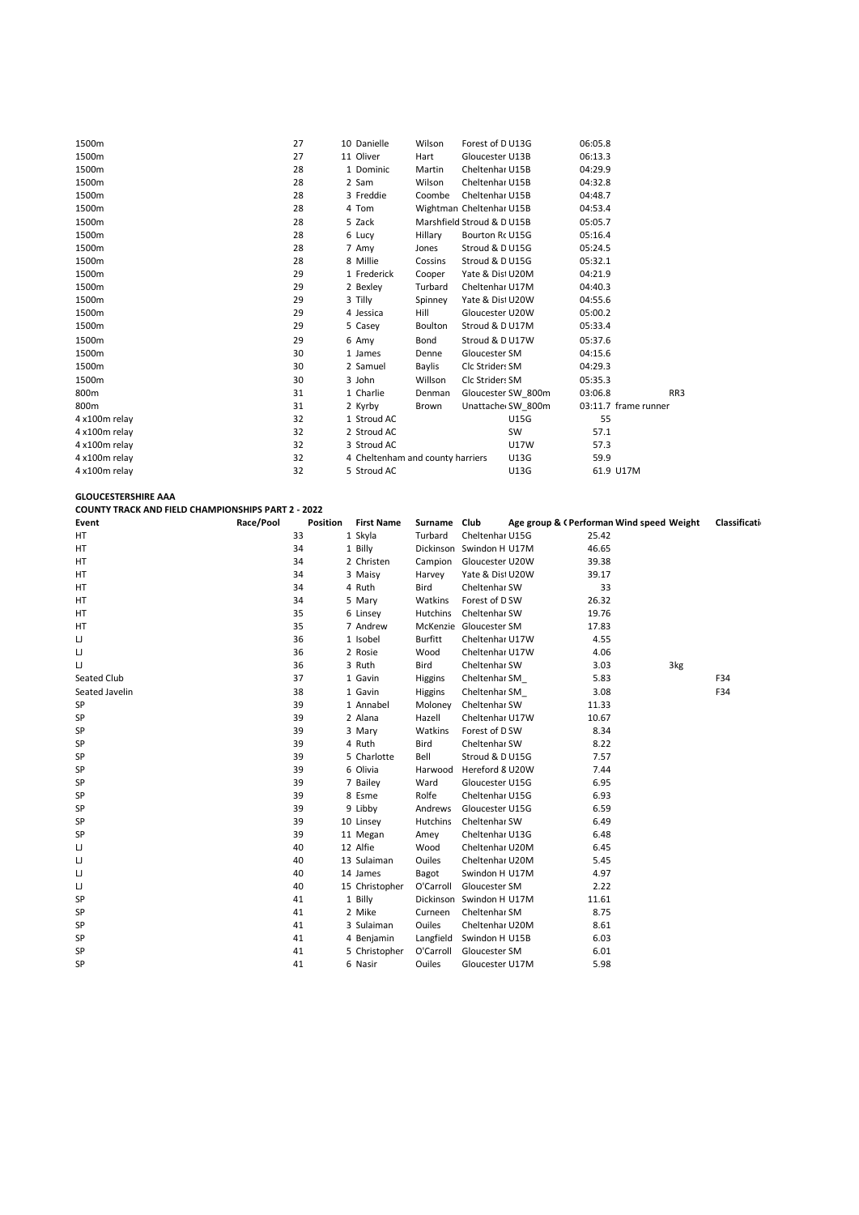| | | | | | | | | | | |
|---|---|---|---|---|---|---|---|---|---|---|
| 1500m | 27 | 10 | Danielle | Wilson | Forest of D | U13G | 06:05.8 | | | |
| 1500m | 27 | 11 | Oliver | Hart | Gloucester | U13B | 06:13.3 | | | |
| 1500m | 28 | 1 | Dominic | Martin | Cheltenhar | U15B | 04:29.9 | | | |
| 1500m | 28 | 2 | Sam | Wilson | Cheltenhar | U15B | 04:32.8 | | | |
| 1500m | 28 | 3 | Freddie | Coombe | Cheltenhar | U15B | 04:48.7 | | | |
| 1500m | 28 | 4 | Tom | Wightman | Cheltenhar | U15B | 04:53.4 | | | |
| 1500m | 28 | 5 | Zack | Marshfield | Stroud & D | U15B | 05:05.7 | | | |
| 1500m | 28 | 6 | Lucy | Hillary | Bourton Rc | U15G | 05:16.4 | | | |
| 1500m | 28 | 7 | Amy | Jones | Stroud & D | U15G | 05:24.5 | | | |
| 1500m | 28 | 8 | Millie | Cossins | Stroud & D | U15G | 05:32.1 | | | |
| 1500m | 29 | 1 | Frederick | Cooper | Yate & Dist | U20M | 04:21.9 | | | |
| 1500m | 29 | 2 | Bexley | Turbard | Cheltenhar | U17M | 04:40.3 | | | |
| 1500m | 29 | 3 | Tilly | Spinney | Yate & Dist | U20W | 04:55.6 | | | |
| 1500m | 29 | 4 | Jessica | Hill | Gloucester | U20W | 05:00.2 | | | |
| 1500m | 29 | 5 | Casey | Boulton | Stroud & D | U17M | 05:33.4 | | | |
| 1500m | 29 | 6 | Amy | Bond | Stroud & D | U17W | 05:37.6 | | | |
| 1500m | 30 | 1 | James | Denne | Gloucester | SM | 04:15.6 | | | |
| 1500m | 30 | 2 | Samuel | Baylis | Clc Striders | SM | 04:29.3 | | | |
| 1500m | 30 | 3 | John | Willson | Clc Striders | SM | 05:35.3 | | | |
| 800m | 31 | 1 | Charlie | Denman | Gloucester | SW_800m | 03:06.8 | | RR3 | |
| 800m | 31 | 2 | Kyrby | Brown | Unattache | SW_800m | 03:11.7 | frame runner | | |
| 4 x100m relay | 32 | 1 | Stroud AC | | | U15G | 55 | | | |
| 4 x100m relay | 32 | 2 | Stroud AC | | | SW | 57.1 | | | |
| 4 x100m relay | 32 | 3 | Stroud AC | | | U17W | 57.3 | | | |
| 4 x100m relay | 32 | 4 | Cheltenham and county harriers | | | U13G | 59.9 | | | |
| 4 x100m relay | 32 | 5 | Stroud AC | | | U13G | 61.9 | U17M | | |

**GLOUCESTERSHIRE AAA**

**COUNTY TRACK AND FIELD CHAMPIONSHIPS PART 2 - 2022**

| Event | Race/Pool | Position | First Name | Surname | Club | Age group & ( | Performan | Wind speed | Weight | Classificati |
|---|---|---|---|---|---|---|---|---|---|---|
| HT | 33 | 1 | Skyla | Turbard | Cheltenhar | U15G | 25.42 | | | |
| HT | 34 | 1 | Billy | Dickinson | Swindon H | U17M | 46.65 | | | |
| HT | 34 | 2 | Christen | Campion | Gloucester | U20W | 39.38 | | | |
| HT | 34 | 3 | Maisy | Harvey | Yate & Dist | U20W | 39.17 | | | |
| HT | 34 | 4 | Ruth | Bird | Cheltenhar | SW | 33 | | | |
| HT | 34 | 5 | Mary | Watkins | Forest of D | SW | 26.32 | | | |
| HT | 35 | 6 | Linsey | Hutchins | Cheltenhar | SW | 19.76 | | | |
| HT | 35 | 7 | Andrew | McKenzie | Gloucester | SM | 17.83 | | | |
| LJ | 36 | 1 | Isobel | Burfitt | Cheltenhar | U17W | 4.55 | | | |
| LJ | 36 | 2 | Rosie | Wood | Cheltenhar | U17W | 4.06 | | | |
| LJ | 36 | 3 | Ruth | Bird | Cheltenhar | SW | 3.03 | | 3kg | |
| Seated Club | 37 | 1 | Gavin | Higgins | Cheltenhar | SM_ | 5.83 | | | F34 |
| Seated Javelin | 38 | 1 | Gavin | Higgins | Cheltenhar | SM_ | 3.08 | | | F34 |
| SP | 39 | 1 | Annabel | Moloney | Cheltenhar | SW | 11.33 | | | |
| SP | 39 | 2 | Alana | Hazell | Cheltenhar | U17W | 10.67 | | | |
| SP | 39 | 3 | Mary | Watkins | Forest of D | SW | 8.34 | | | |
| SP | 39 | 4 | Ruth | Bird | Cheltenhar | SW | 8.22 | | | |
| SP | 39 | 5 | Charlotte | Bell | Stroud & D | U15G | 7.57 | | | |
| SP | 39 | 6 | Olivia | Harwood | Hereford & | U20W | 7.44 | | | |
| SP | 39 | 7 | Bailey | Ward | Gloucester | U15G | 6.95 | | | |
| SP | 39 | 8 | Esme | Rolfe | Cheltenhar | U15G | 6.93 | | | |
| SP | 39 | 9 | Libby | Andrews | Gloucester | U15G | 6.59 | | | |
| SP | 39 | 10 | Linsey | Hutchins | Cheltenhar | SW | 6.49 | | | |
| SP | 39 | 11 | Megan | Amey | Cheltenhar | U13G | 6.48 | | | |
| LJ | 40 | 12 | Alfie | Wood | Cheltenhar | U20M | 6.45 | | | |
| LJ | 40 | 13 | Sulaiman | Ouiles | Cheltenhar | U20M | 5.45 | | | |
| LJ | 40 | 14 | James | Bagot | Swindon H | U17M | 4.97 | | | |
| LJ | 40 | 15 | Christopher | O'Carroll | Gloucester | SM | 2.22 | | | |
| SP | 41 | 1 | Billy | Dickinson | Swindon H | U17M | 11.61 | | | |
| SP | 41 | 2 | Mike | Curneen | Cheltenhar | SM | 8.75 | | | |
| SP | 41 | 3 | Sulaiman | Ouiles | Cheltenhar | U20M | 8.61 | | | |
| SP | 41 | 4 | Benjamin | Langfield | Swindon H | U15B | 6.03 | | | |
| SP | 41 | 5 | Christopher | O'Carroll | Gloucester | SM | 6.01 | | | |
| SP | 41 | 6 | Nasir | Ouiles | Gloucester | U17M | 5.98 | | | |